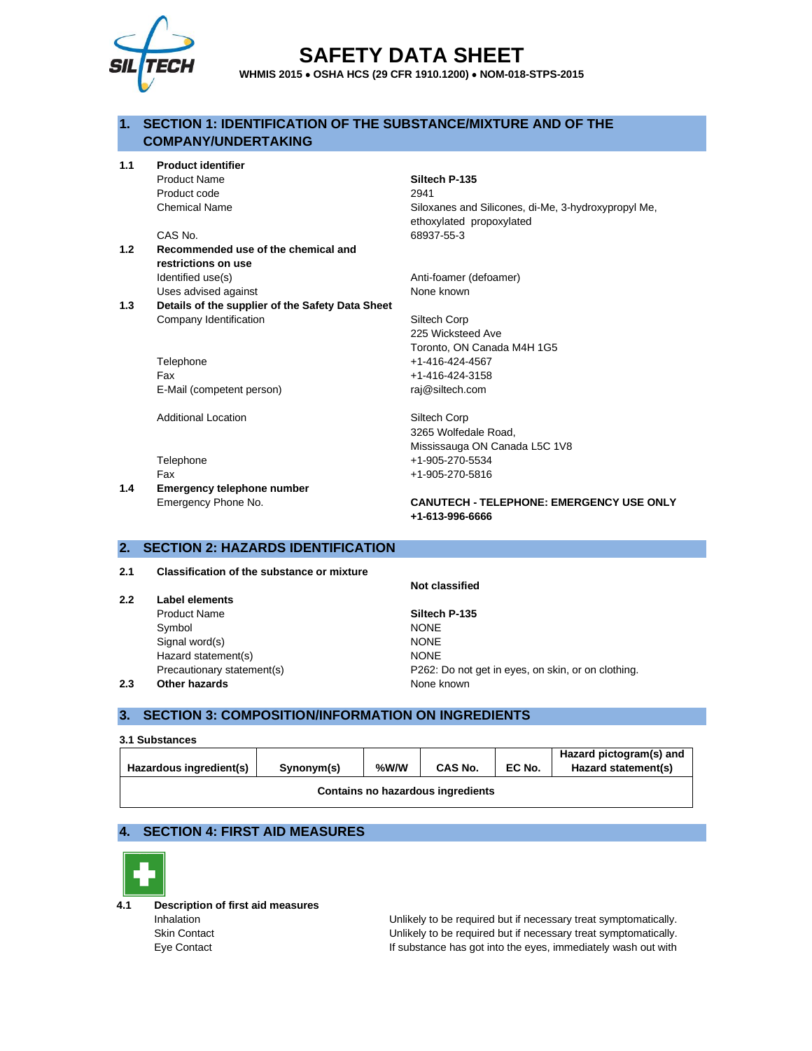# SAFETY DATA SHEET

**WHMIS 2015 • OSHA HCS (29 CFR 1910.1200) • NOM-018-STPS-2015**

## 1. SECTION 1: IDENTIFICATION OF THE SUBSTANCE/MIXTURE AND OF THE COMPANY/UNDERTAKING

**1.1 Product identifier**

| | |
|---|---|
| Product Name | **Siltech P-135** |
| Product code | 2941 |
| Chemical Name | Siloxanes and Silicones, di-Me, 3-hydroxypropyl Me, ethoxylated propoxylated |
| CAS No. | 68937-55-3 |

**1.2 Recommended use of the chemical and restrictions on use**

| | |
|---|---|
| Identified use(s) | Anti-foamer (defoamer) |
| Uses advised against | None known |

**1.3 Details of the supplier of the Safety Data Sheet**

| | |
|---|---|
| Company Identification | Siltech Corp<br>225 Wicksteed Ave<br>Toronto, ON Canada M4H 1G5 |
| Telephone | +1-416-424-4567 |
| Fax | +1-416-424-3158 |
| E-Mail (competent person) | raj@siltech.com |
| Additional Location | Siltech Corp<br>3265 Wolfedale Road,<br>Mississauga ON Canada L5C 1V8 |
| Telephone | +1-905-270-5534 |
| Fax | +1-905-270-5816 |

**1.4 Emergency telephone number**

| | |
|---|---|
| Emergency Phone No. | **CANUTECH - TELEPHONE: EMERGENCY USE ONLY +1-613-996-6666** |

## 2. SECTION 2: HAZARDS IDENTIFICATION

**2.1 Classification of the substance or mixture**

**Not classified**

**2.2 Label elements**

| | |
|---|---|
| Product Name | **Siltech P-135** |
| Symbol | NONE |
| Signal word(s) | NONE |
| Hazard statement(s) | NONE |
| Precautionary statement(s) | P262: Do not get in eyes, on skin, or on clothing. |

**2.3 Other hazards** None known

## 3. SECTION 3: COMPOSITION/INFORMATION ON INGREDIENTS

**3.1 Substances**

| Hazardous ingredient(s) | Synonym(s) | %W/W | CAS No. | EC No. | Hazard pictogram(s) and Hazard statement(s) |
|---|---|---|---|---|---|
| **Contains no hazardous ingredients** | | | | | |

## 4. SECTION 4: FIRST AID MEASURES

**4.1 Description of first aid measures**

| | |
|---|---|
| Inhalation | Unlikely to be required but if necessary treat symptomatically. |
| Skin Contact | Unlikely to be required but if necessary treat symptomatically. |
| Eye Contact | If substance has got into the eyes, immediately wash out with |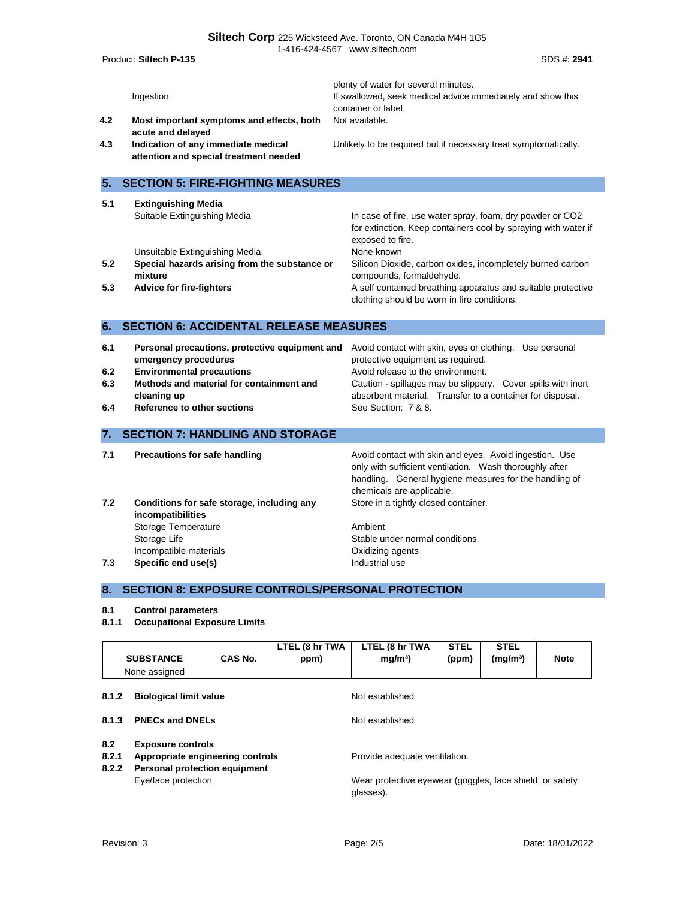| | | |
|---|---|---|
| | | plenty of water for several minutes. |
| | Ingestion | If swallowed, seek medical advice immediately and show this container or label. |
| **4.2** | **Most important symptoms and effects, both acute and delayed** | Not available. |
| **4.3** | **Indication of any immediate medical attention and special treatment needed** | Unlikely to be required but if necessary treat symptomatically. |

## 5. SECTION 5: FIRE-FIGHTING MEASURES

| | | |
|---|---|---|
| **5.1** | **Extinguishing Media** | |
| | Suitable Extinguishing Media | In case of fire, use water spray, foam, dry powder or $CO_2$ for extinction. Keep containers cool by spraying with water if exposed to fire. |
| | Unsuitable Extinguishing Media | None known |
| **5.2** | **Special hazards arising from the substance or mixture** | Silicon Dioxide, carbon oxides, incompletely burned carbon compounds, formaldehyde. |
| **5.3** | **Advice for fire-fighters** | A self contained breathing apparatus and suitable protective clothing should be worn in fire conditions. |

## 6. SECTION 6: ACCIDENTAL RELEASE MEASURES

| | | |
|---|---|---|
| **6.1** | **Personal precautions, protective equipment and emergency procedures** | Avoid contact with skin, eyes or clothing. Use personal protective equipment as required. |
| **6.2** | **Environmental precautions** | Avoid release to the environment. |
| **6.3** | **Methods and material for containment and cleaning up** | Caution - spillages may be slippery. Cover spills with inert absorbent material. Transfer to a container for disposal. |
| **6.4** | **Reference to other sections** | See Section: 7 & 8. |

## 7. SECTION 7: HANDLING AND STORAGE

| | | |
|---|---|---|
| **7.1** | **Precautions for safe handling** | Avoid contact with skin and eyes. Avoid ingestion. Use only with sufficient ventilation. Wash thoroughly after handling. General hygiene measures for the handling of chemicals are applicable. |
| **7.2** | **Conditions for safe storage, including any incompatibilities** | Store in a tightly closed container. |
| | Storage Temperature | Ambient |
| | Storage Life | Stable under normal conditions. |
| | Incompatible materials | Oxidizing agents |
| **7.3** | **Specific end use(s)** | Industrial use |

## 8. SECTION 8: EXPOSURE CONTROLS/PERSONAL PROTECTION

**8.1 Control parameters**

**8.1.1 Occupational Exposure Limits**

| SUBSTANCE | CAS No. | LTEL (8 hr TWA ppm) | LTEL (8 hr TWA mg/m³) | STEL (ppm) | STEL (mg/m³) | Note |
|---|---|---|---|---|---|---|
| None assigned | | | | | | |

| | | |
|---|---|---|
| **8.1.2** | **Biological limit value** | Not established |
| **8.1.3** | **PNECs and DNELs** | Not established |
| **8.2** | **Exposure controls** | |
| **8.2.1** | **Appropriate engineering controls** | Provide adequate ventilation. |
| **8.2.2** | **Personal protection equipment** | |
| | Eye/face protection | Wear protective eyewear (goggles, face shield, or safety glasses). |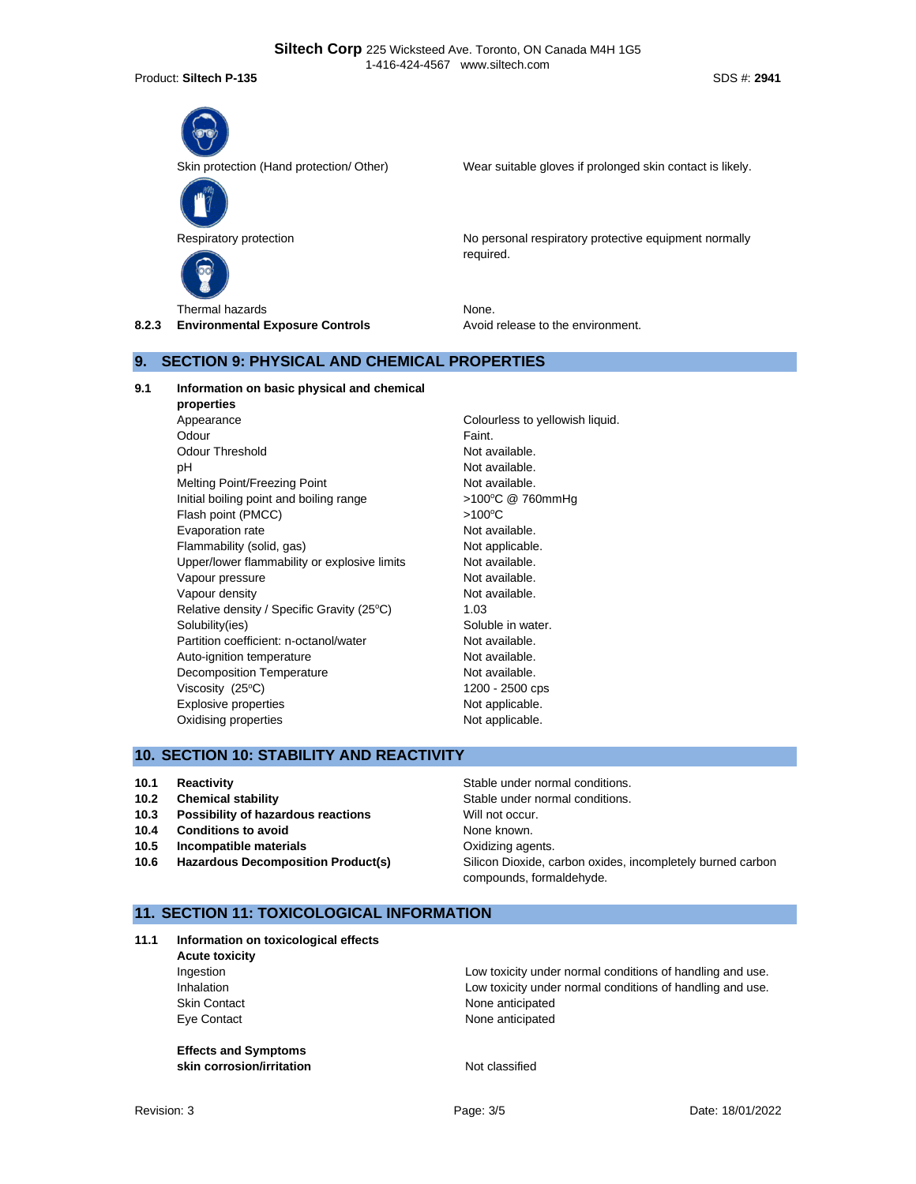| | |
|---|---|
| Skin protection (Hand protection/ Other) | Wear suitable gloves if prolonged skin contact is likely. |
| Respiratory protection | No personal respiratory protective equipment normally required. |
| Thermal hazards | None. |

**8.2.3 Environmental Exposure Controls** — Avoid release to the environment.

## 9. SECTION 9: PHYSICAL AND CHEMICAL PROPERTIES

**9.1 Information on basic physical and chemical properties**

| Property | Value |
|---|---|
| Appearance | Colourless to yellowish liquid. |
| Odour | Faint. |
| Odour Threshold | Not available. |
| pH | Not available. |
| Melting Point/Freezing Point | Not available. |
| Initial boiling point and boiling range | >100°C @ 760mmHg |
| Flash point (PMCC) | >100°C |
| Evaporation rate | Not available. |
| Flammability (solid, gas) | Not applicable. |
| Upper/lower flammability or explosive limits | Not available. |
| Vapour pressure | Not available. |
| Vapour density | Not available. |
| Relative density / Specific Gravity (25°C) | 1.03 |
| Solubility(ies) | Soluble in water. |
| Partition coefficient: n-octanol/water | Not available. |
| Auto-ignition temperature | Not available. |
| Decomposition Temperature | Not available. |
| Viscosity (25°C) | 1200 - 2500 cps |
| Explosive properties | Not applicable. |
| Oxidising properties | Not applicable. |

## 10. SECTION 10: STABILITY AND REACTIVITY

| | | |
|---|---|---|
| **10.1** | **Reactivity** | Stable under normal conditions. |
| **10.2** | **Chemical stability** | Stable under normal conditions. |
| **10.3** | **Possibility of hazardous reactions** | Will not occur. |
| **10.4** | **Conditions to avoid** | None known. |
| **10.5** | **Incompatible materials** | Oxidizing agents. |
| **10.6** | **Hazardous Decomposition Product(s)** | Silicon Dioxide, carbon oxides, incompletely burned carbon compounds, formaldehyde. |

## 11. SECTION 11: TOXICOLOGICAL INFORMATION

**11.1 Information on toxicological effects**

**Acute toxicity**

| | |
|---|---|
| Ingestion | Low toxicity under normal conditions of handling and use. |
| Inhalation | Low toxicity under normal conditions of handling and use. |
| Skin Contact | None anticipated |
| Eye Contact | None anticipated |

**Effects and Symptoms**

**skin corrosion/irritation** — Not classified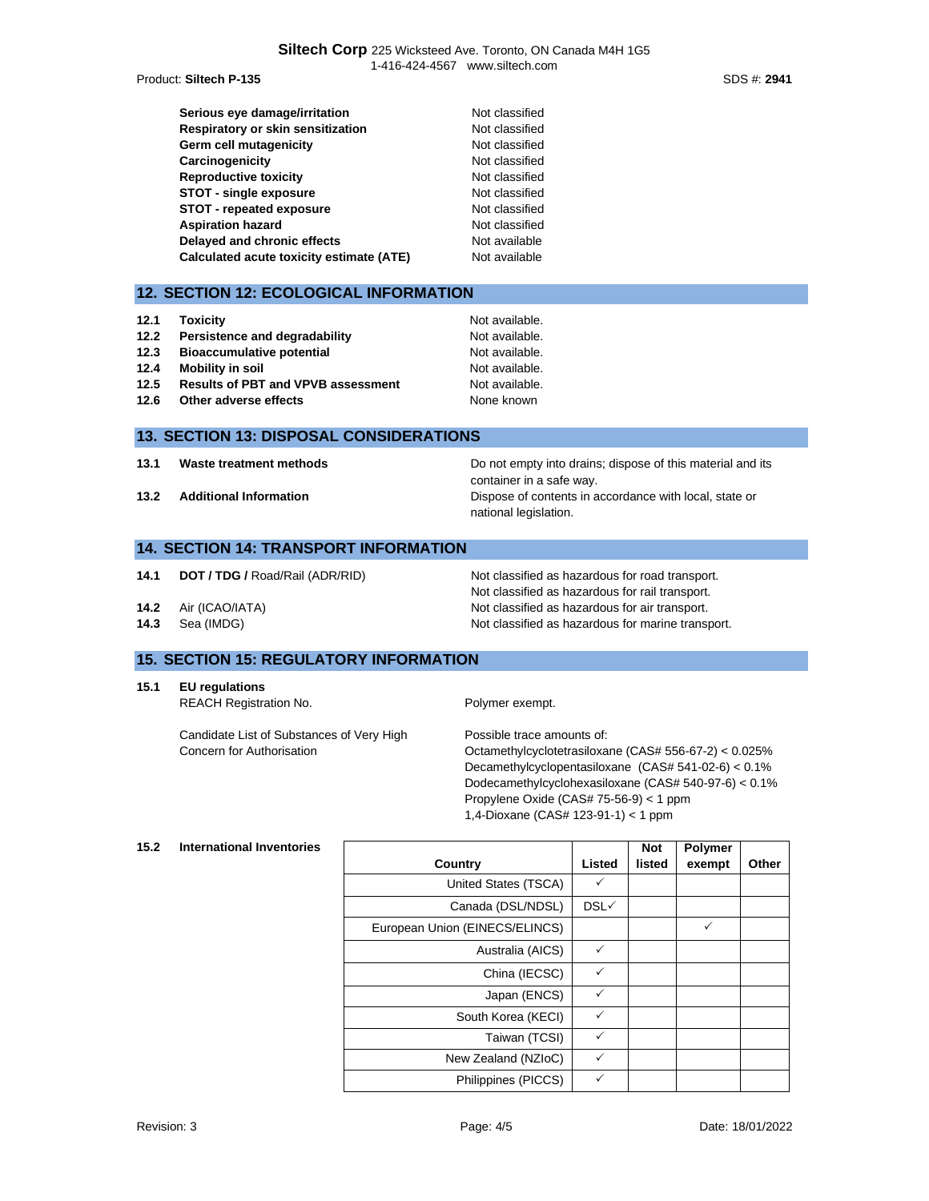| | |
|---|---|
| **Serious eye damage/irritation** | Not classified |
| **Respiratory or skin sensitization** | Not classified |
| **Germ cell mutagenicity** | Not classified |
| **Carcinogenicity** | Not classified |
| **Reproductive toxicity** | Not classified |
| **STOT - single exposure** | Not classified |
| **STOT - repeated exposure** | Not classified |
| **Aspiration hazard** | Not classified |
| **Delayed and chronic effects** | Not available |
| **Calculated acute toxicity estimate (ATE)** | Not available |

## 12. SECTION 12: ECOLOGICAL INFORMATION

| | | |
|---|---|---|
| **12.1** | **Toxicity** | Not available. |
| **12.2** | **Persistence and degradability** | Not available. |
| **12.3** | **Bioaccumulative potential** | Not available. |
| **12.4** | **Mobility in soil** | Not available. |
| **12.5** | **Results of PBT and VPVB assessment** | Not available. |
| **12.6** | **Other adverse effects** | None known |

## 13. SECTION 13: DISPOSAL CONSIDERATIONS

| | | |
|---|---|---|
| **13.1** | **Waste treatment methods** | Do not empty into drains; dispose of this material and its container in a safe way. |
| **13.2** | **Additional Information** | Dispose of contents in accordance with local, state or national legislation. |

## 14. SECTION 14: TRANSPORT INFORMATION

| | | |
|---|---|---|
| **14.1** | **DOT / TDG /** Road/Rail (ADR/RID) | Not classified as hazardous for road transport.<br>Not classified as hazardous for rail transport. |
| **14.2** | Air (ICAO/IATA) | Not classified as hazardous for air transport. |
| **14.3** | Sea (IMDG) | Not classified as hazardous for marine transport. |

## 15. SECTION 15: REGULATORY INFORMATION

**15.1 EU regulations**

REACH Registration No. — Polymer exempt.

Candidate List of Substances of Very High Concern for Authorisation — Possible trace amounts of:
Octamethylcyclotetrasiloxane (CAS# 556-67-2) < 0.025%
Decamethylcyclopentasiloxane (CAS# 541-02-6) < 0.1%
Dodecamethylcyclohexasiloxane (CAS# 540-97-6) < 0.1%
Propylene Oxide (CAS# 75-56-9) < 1 ppm
1,4-Dioxane (CAS# 123-91-1) < 1 ppm

**15.2 International Inventories**

| Country | Listed | Not listed | Polymer exempt | Other |
|---|---|---|---|---|
| United States (TSCA) | ✓ | | | |
| Canada (DSL/NDSL) | DSL✓ | | | |
| European Union (EINECS/ELINCS) | | | ✓ | |
| Australia (AICS) | ✓ | | | |
| China (IECSC) | ✓ | | | |
| Japan (ENCS) | ✓ | | | |
| South Korea (KECI) | ✓ | | | |
| Taiwan (TCSI) | ✓ | | | |
| New Zealand (NZIoC) | ✓ | | | |
| Philippines (PICCS) | ✓ | | | |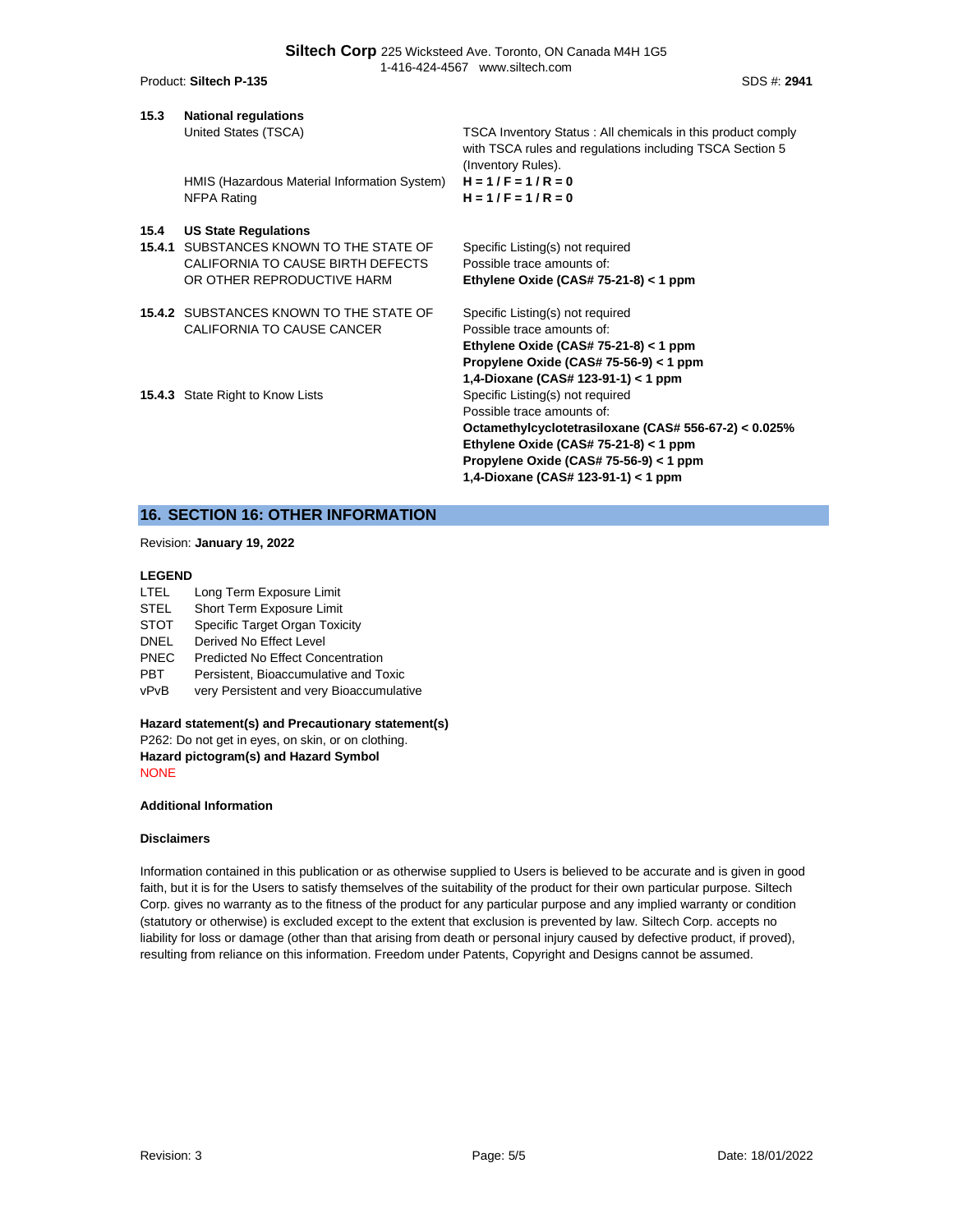**15.3 National regulations**

| | |
|---|---|
| United States (TSCA) | TSCA Inventory Status : All chemicals in this product comply with TSCA rules and regulations including TSCA Section 5 (Inventory Rules). |
| HMIS (Hazardous Material Information System) | **H = 1 / F = 1 / R = 0** |
| NFPA Rating | **H = 1 / F = 1 / R = 0** |

**15.4 US State Regulations**

| | |
|---|---|
| **15.4.1** SUBSTANCES KNOWN TO THE STATE OF CALIFORNIA TO CAUSE BIRTH DEFECTS OR OTHER REPRODUCTIVE HARM | Specific Listing(s) not required<br>Possible trace amounts of:<br>**Ethylene Oxide (CAS# 75-21-8) < 1 ppm** |
| **15.4.2** SUBSTANCES KNOWN TO THE STATE OF CALIFORNIA TO CAUSE CANCER | Specific Listing(s) not required<br>Possible trace amounts of:<br>**Ethylene Oxide (CAS# 75-21-8) < 1 ppm**<br>**Propylene Oxide (CAS# 75-56-9) < 1 ppm**<br>**1,4-Dioxane (CAS# 123-91-1) < 1 ppm** |
| **15.4.3** State Right to Know Lists | Specific Listing(s) not required<br>Possible trace amounts of:<br>**Octamethylcyclotetrasiloxane (CAS# 556-67-2) < 0.025%**<br>**Ethylene Oxide (CAS# 75-21-8) < 1 ppm**<br>**Propylene Oxide (CAS# 75-56-9) < 1 ppm**<br>**1,4-Dioxane (CAS# 123-91-1) < 1 ppm** |

## 16. SECTION 16: OTHER INFORMATION

Revision: **January 19, 2022**

**LEGEND**

| | |
|---|---|
| LTEL | Long Term Exposure Limit |
| STEL | Short Term Exposure Limit |
| STOT | Specific Target Organ Toxicity |
| DNEL | Derived No Effect Level |
| PNEC | Predicted No Effect Concentration |
| PBT | Persistent, Bioaccumulative and Toxic |
| vPvB | very Persistent and very Bioaccumulative |

**Hazard statement(s) and Precautionary statement(s)**
P262: Do not get in eyes, on skin, or on clothing.
**Hazard pictogram(s) and Hazard Symbol**
NONE

**Additional Information**

**Disclaimers**

Information contained in this publication or as otherwise supplied to Users is believed to be accurate and is given in good faith, but it is for the Users to satisfy themselves of the suitability of the product for their own particular purpose. Siltech Corp. gives no warranty as to the fitness of the product for any particular purpose and any implied warranty or condition (statutory or otherwise) is excluded except to the extent that exclusion is prevented by law. Siltech Corp. accepts no liability for loss or damage (other than that arising from death or personal injury caused by defective product, if proved), resulting from reliance on this information. Freedom under Patents, Copyright and Designs cannot be assumed.